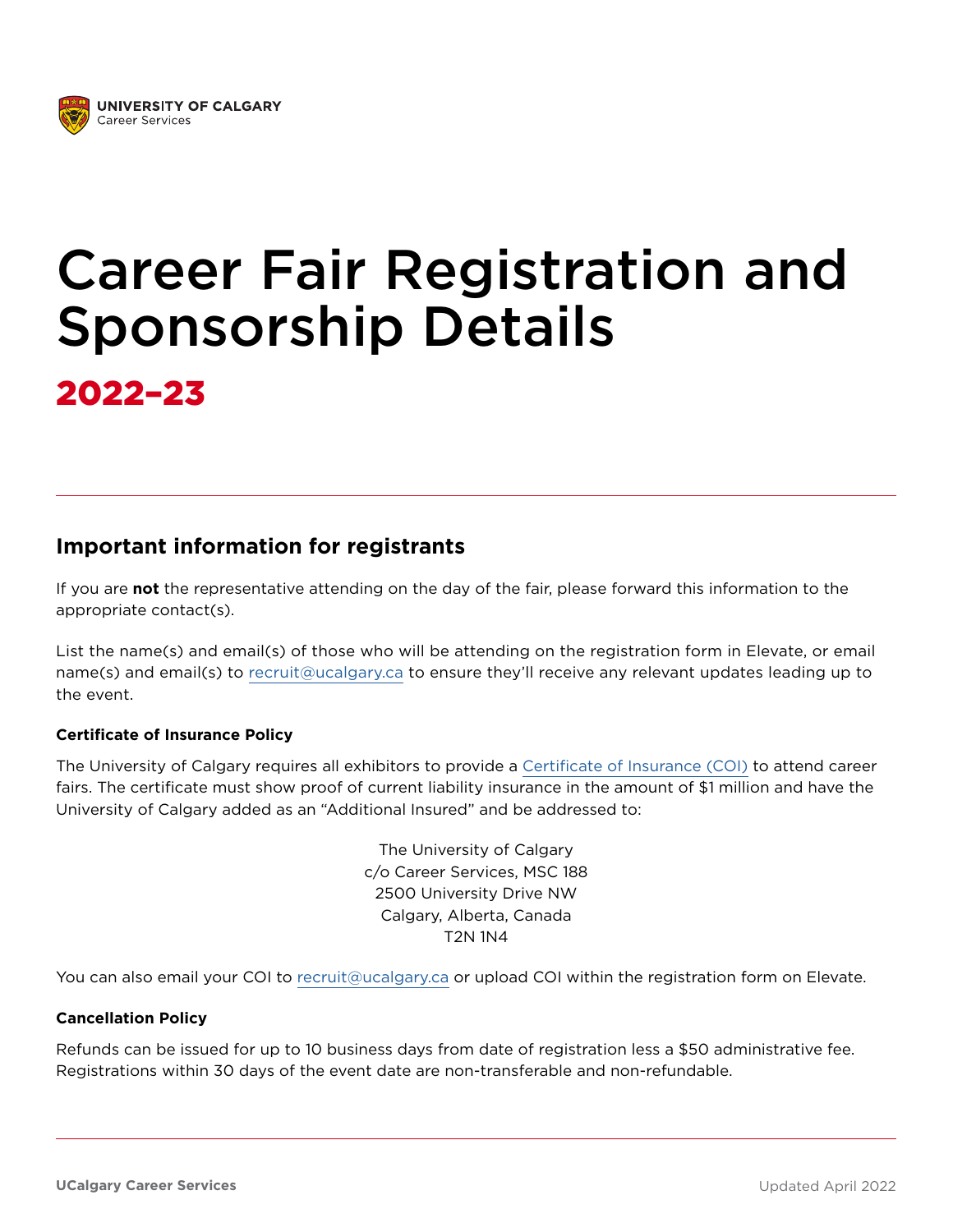UNIVERSITY OF CALGARY
Career Services

# Career Fair Registration and Sponsorship Details

## 2022–23

## Important information for registrants

If you are **not** the representative attending on the day of the fair, please forward this information to the appropriate contact(s).

List the name(s) and email(s) of those who will be attending on the registration form in Elevate, or email name(s) and email(s) to recruit@ucalgary.ca to ensure they'll receive any relevant updates leading up to the event.

### Certificate of Insurance Policy

The University of Calgary requires all exhibitors to provide a Certificate of Insurance (COI) to attend career fairs. The certificate must show proof of current liability insurance in the amount of $1 million and have the University of Calgary added as an "Additional Insured" and be addressed to:

The University of Calgary
c/o Career Services, MSC 188
2500 University Drive NW
Calgary, Alberta, Canada
T2N 1N4

You can also email your COI to recruit@ucalgary.ca or upload COI within the registration form on Elevate.

### Cancellation Policy

Refunds can be issued for up to 10 business days from date of registration less a $50 administrative fee. Registrations within 30 days of the event date are non-transferable and non-refundable.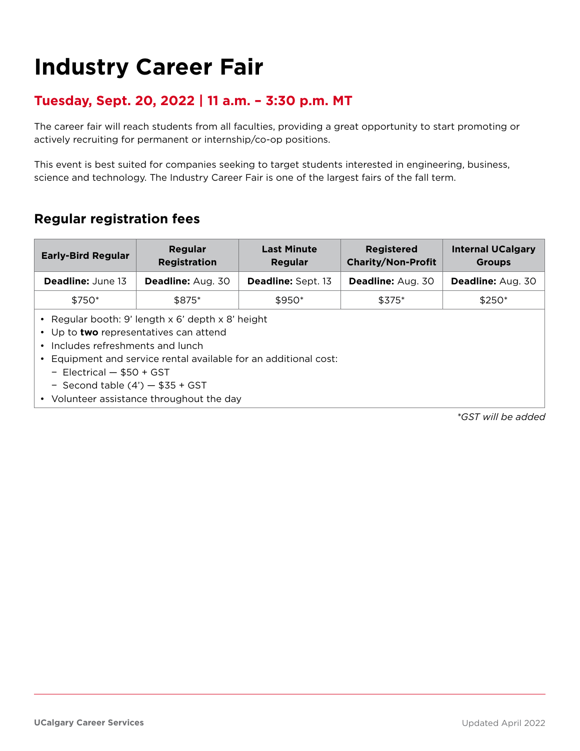# Industry Career Fair

## Tuesday, Sept. 20, 2022 | 11 a.m. – 3:30 p.m. MT

The career fair will reach students from all faculties, providing a great opportunity to start promoting or actively recruiting for permanent or internship/co-op positions.

This event is best suited for companies seeking to target students interested in engineering, business, science and technology. The Industry Career Fair is one of the largest fairs of the fall term.

### Regular registration fees

| Early-Bird Regular | Regular Registration | Last Minute Regular | Registered Charity/Non-Profit | Internal UCalgary Groups |
|---|---|---|---|---|
| **Deadline:** June 13 | **Deadline:** Aug. 30 | **Deadline:** Sept. 13 | **Deadline:** Aug. 30 | **Deadline:** Aug. 30 |
| $750* | $875* | $950* | $375* | $250* |

- Regular booth: 9’ length x 6’ depth x 8’ height
- Up to **two** representatives can attend
- Includes refreshments and lunch
- Equipment and service rental available for an additional cost:
  - Electrical — $50 + GST
  - Second table (4’) — $35 + GST
- Volunteer assistance throughout the day

*\*GST will be added*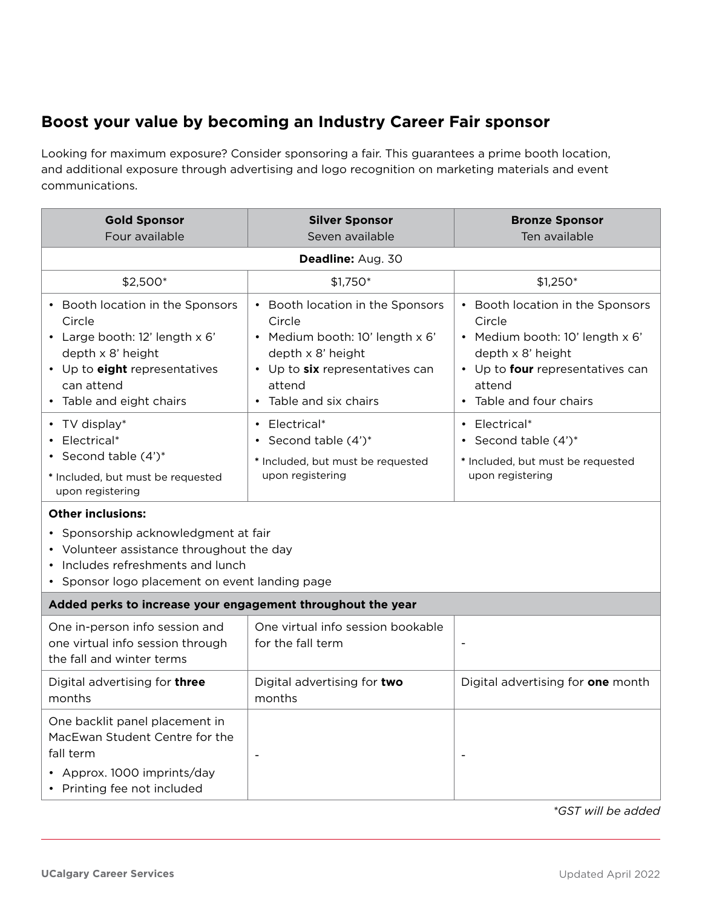## Boost your value by becoming an Industry Career Fair sponsor

Looking for maximum exposure? Consider sponsoring a fair. This guarantees a prime booth location, and additional exposure through advertising and logo recognition on marketing materials and event communications.

| **Gold Sponsor** Four available | **Silver Sponsor** Seven available | **Bronze Sponsor** Ten available |
|---|---|---|
| **Deadline:** Aug. 30 | | |
| $2,500* | $1,750* | $1,250* |
| • Booth location in the Sponsors Circle<br>• Large booth: 12' length x 6' depth x 8' height<br>• Up to **eight** representatives can attend<br>• Table and eight chairs | • Booth location in the Sponsors Circle<br>• Medium booth: 10' length x 6' depth x 8' height<br>• Up to **six** representatives can attend<br>• Table and six chairs | • Booth location in the Sponsors Circle<br>• Medium booth: 10' length x 6' depth x 8' height<br>• Up to **four** representatives can attend<br>• Table and four chairs |
| • TV display*<br>• Electrical*<br>• Second table (4')*<br>* Included, but must be requested upon registering | • Electrical*<br>• Second table (4')*<br>* Included, but must be requested upon registering | • Electrical*<br>• Second table (4')*<br>* Included, but must be requested upon registering |
| **Other inclusions:**<br>• Sponsorship acknowledgment at fair<br>• Volunteer assistance throughout the day<br>• Includes refreshments and lunch<br>• Sponsor logo placement on event landing page | | |
| **Added perks to increase your engagement throughout the year** | | |
| One in-person info session and one virtual info session through the fall and winter terms | One virtual info session bookable for the fall term | - |
| Digital advertising for **three** months | Digital advertising for **two** months | Digital advertising for **one** month |
| One backlit panel placement in MacEwan Student Centre for the fall term<br>• Approx. 1000 imprints/day<br>• Printing fee not included | - | - |

*\*GST will be added*

UCalgary Career Services

Updated April 2022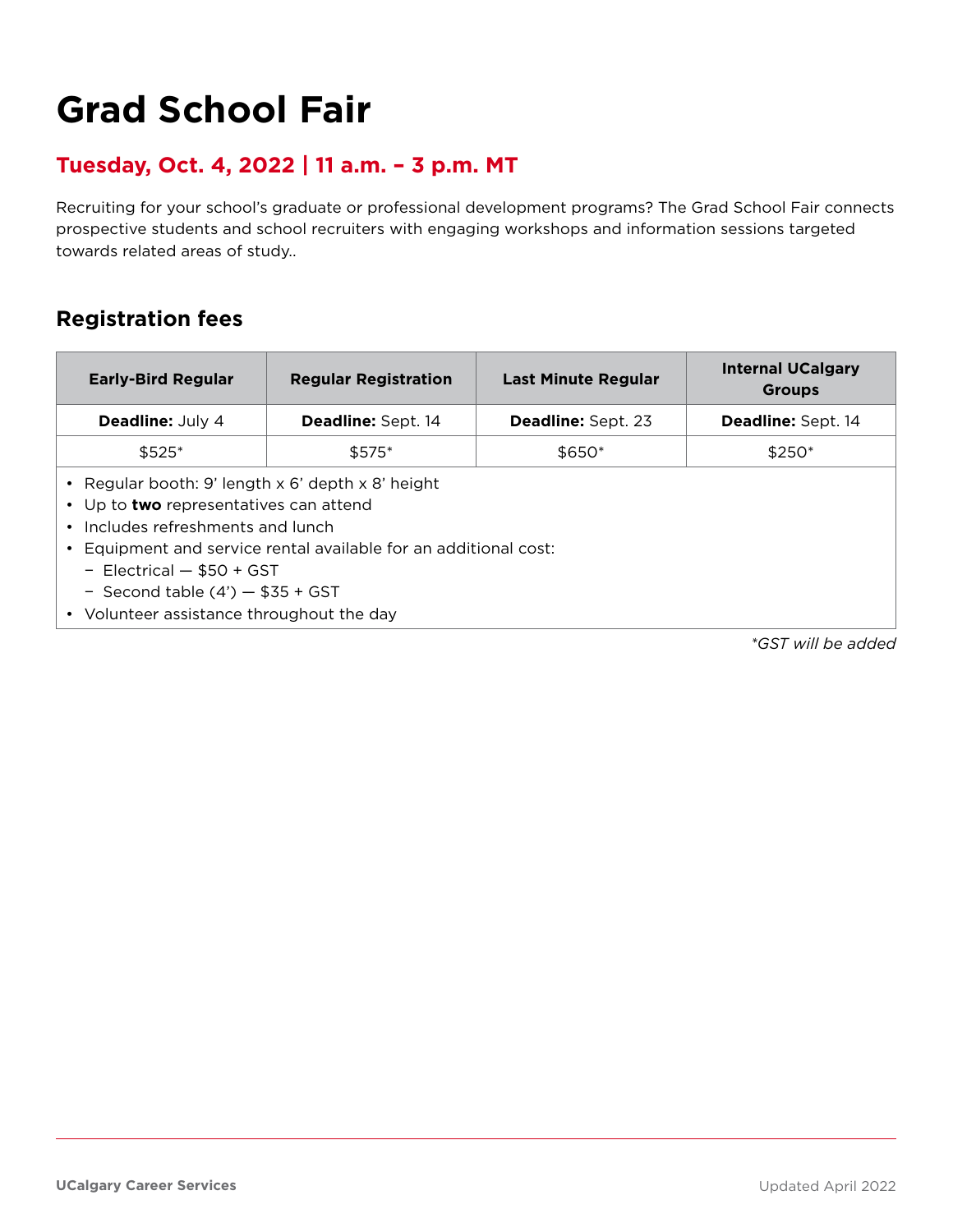# Grad School Fair

## Tuesday, Oct. 4, 2022 | 11 a.m. – 3 p.m. MT

Recruiting for your school's graduate or professional development programs? The Grad School Fair connects prospective students and school recruiters with engaging workshops and information sessions targeted towards related areas of study..

### Registration fees

| Early-Bird Regular | Regular Registration | Last Minute Regular | Internal UCalgary Groups |
|---|---|---|---|
| **Deadline:** July 4 | **Deadline:** Sept. 14 | **Deadline:** Sept. 23 | **Deadline:** Sept. 14 |
| $525* | $575* | $650* | $250* |

- Regular booth: 9' length x 6' depth x 8' height
- Up to **two** representatives can attend
- Includes refreshments and lunch
- Equipment and service rental available for an additional cost:
  - Electrical — $50 + GST
  - Second table (4') — $35 + GST
- Volunteer assistance throughout the day

*\*GST will be added*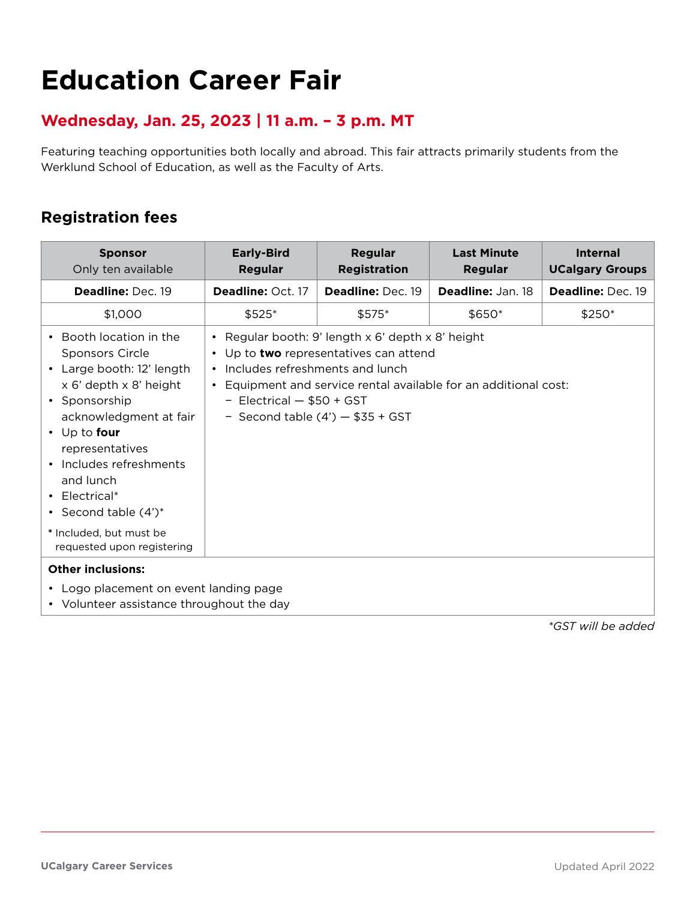# Education Career Fair

## Wednesday, Jan. 25, 2023 | 11 a.m. – 3 p.m. MT

Featuring teaching opportunities both locally and abroad. This fair attracts primarily students from the Werklund School of Education, as well as the Faculty of Arts.

## Registration fees

| **Sponsor** Only ten available | **Early-Bird Regular** | **Regular Registration** | **Last Minute Regular** | **Internal UCalgary Groups** |
|---|---|---|---|---|
| **Deadline:** Dec. 19 | **Deadline:** Oct. 17 | **Deadline:** Dec. 19 | **Deadline:** Jan. 18 | **Deadline:** Dec. 19 |
| $1,000 | $525* | $575* | $650* | $250* |
| • Booth location in the Sponsors Circle<br>• Large booth: 12' length x 6' depth x 8' height<br>• Sponsorship acknowledgment at fair<br>• Up to **four** representatives<br>• Includes refreshments and lunch<br>• Electrical*<br>• Second table (4')*<br><br>* Included, but must be requested upon registering | • Regular booth: 9' length x 6' depth x 8' height<br>• Up to **two** representatives can attend<br>• Includes refreshments and lunch<br>• Equipment and service rental available for an additional cost:<br>− Electrical — $50 + GST<br>− Second table (4') — $35 + GST | | | |
| **Other inclusions:**<br>• Logo placement on event landing page<br>• Volunteer assistance throughout the day | | | | |

*\*GST will be added*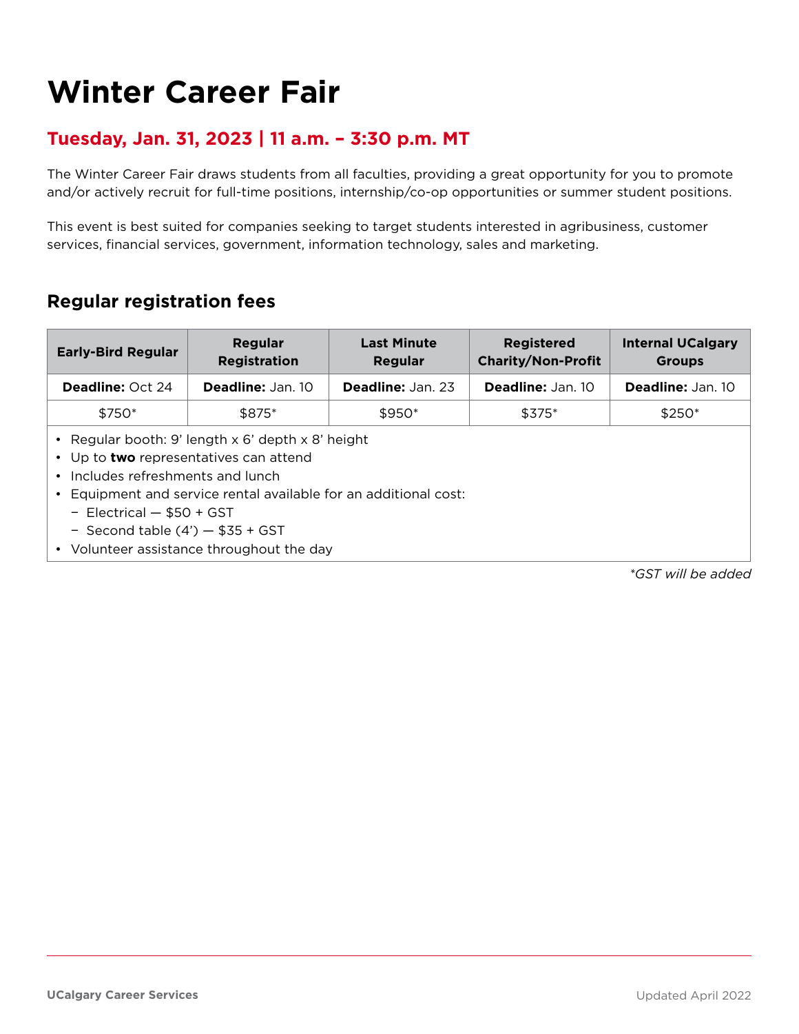# Winter Career Fair

## Tuesday, Jan. 31, 2023 | 11 a.m. – 3:30 p.m. MT

The Winter Career Fair draws students from all faculties, providing a great opportunity for you to promote and/or actively recruit for full-time positions, internship/co-op opportunities or summer student positions.

This event is best suited for companies seeking to target students interested in agribusiness, customer services, financial services, government, information technology, sales and marketing.

### Regular registration fees

| Early-Bird Regular | Regular Registration | Last Minute Regular | Registered Charity/Non-Profit | Internal UCalgary Groups |
|---|---|---|---|---|
| **Deadline:** Oct 24 | **Deadline:** Jan. 10 | **Deadline:** Jan. 23 | **Deadline:** Jan. 10 | **Deadline:** Jan. 10 |
| $750* | $875* | $950* | $375* | $250* |

- Regular booth: 9' length x 6' depth x 8' height
- Up to **two** representatives can attend
- Includes refreshments and lunch
- Equipment and service rental available for an additional cost:
  - Electrical — $50 + GST
  - Second table (4') — $35 + GST
- Volunteer assistance throughout the day

*\*GST will be added*

UCalgary Career Services

Updated April 2022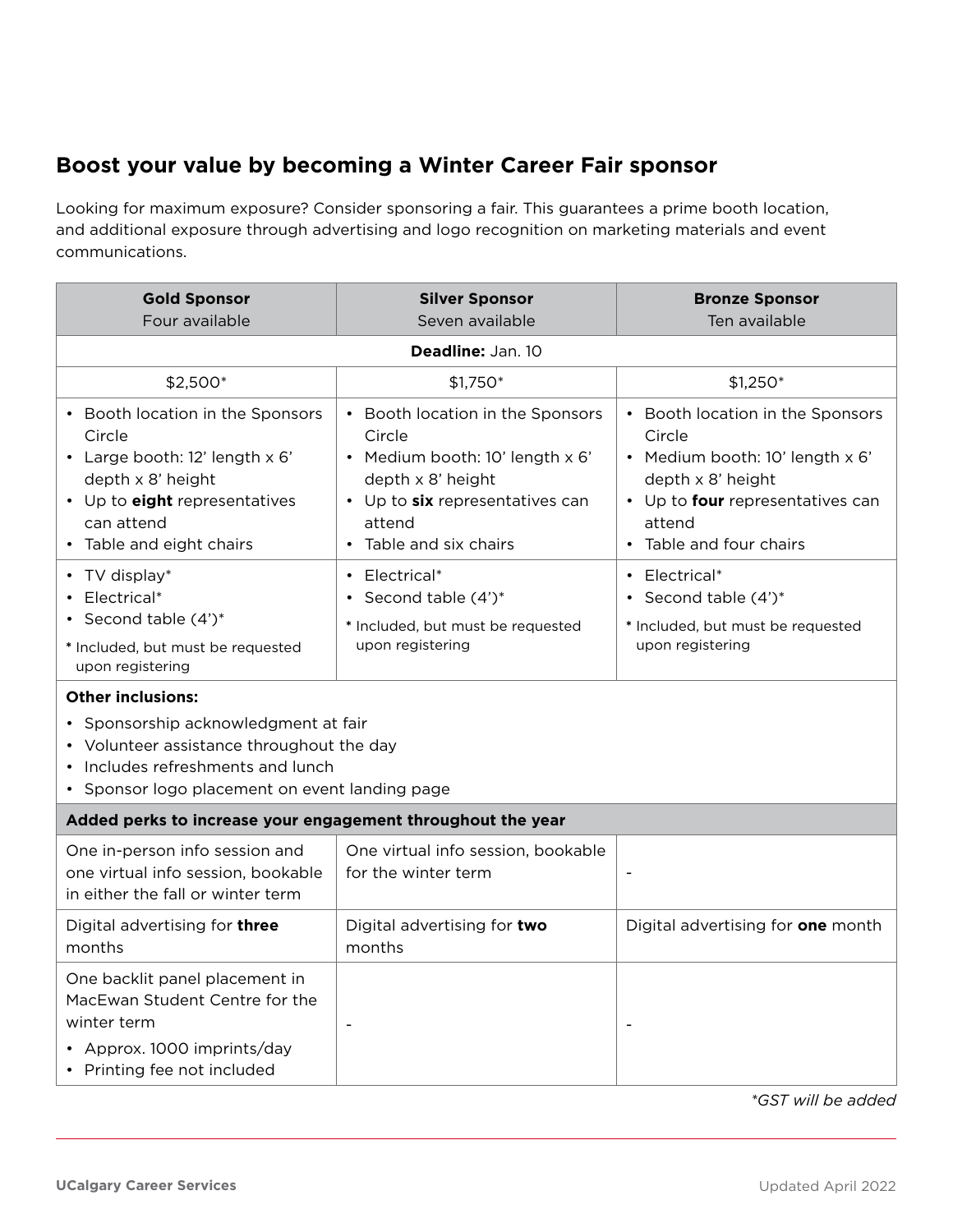## Boost your value by becoming a Winter Career Fair sponsor

Looking for maximum exposure? Consider sponsoring a fair. This guarantees a prime booth location, and additional exposure through advertising and logo recognition on marketing materials and event communications.

| **Gold Sponsor**<br>Four available | **Silver Sponsor**<br>Seven available | **Bronze Sponsor**<br>Ten available |
|---|---|---|
| **Deadline:** Jan. 10 | | |
| $2,500* | $1,750* | $1,250* |
| • Booth location in the Sponsors Circle<br>• Large booth: 12' length x 6' depth x 8' height<br>• Up to **eight** representatives can attend<br>• Table and eight chairs | • Booth location in the Sponsors Circle<br>• Medium booth: 10' length x 6' depth x 8' height<br>• Up to **six** representatives can attend<br>• Table and six chairs | • Booth location in the Sponsors Circle<br>• Medium booth: 10' length x 6' depth x 8' height<br>• Up to **four** representatives can attend<br>• Table and four chairs |
| • TV display*<br>• Electrical*<br>• Second table (4')*<br>* Included, but must be requested upon registering | • Electrical*<br>• Second table (4')*<br>* Included, but must be requested upon registering | • Electrical*<br>• Second table (4')*<br>* Included, but must be requested upon registering |
| **Other inclusions:**<br>• Sponsorship acknowledgment at fair<br>• Volunteer assistance throughout the day<br>• Includes refreshments and lunch<br>• Sponsor logo placement on event landing page | | |
| **Added perks to increase your engagement throughout the year** | | |
| One in-person info session and one virtual info session, bookable in either the fall or winter term | One virtual info session, bookable for the winter term | - |
| Digital advertising for **three** months | Digital advertising for **two** months | Digital advertising for **one** month |
| One backlit panel placement in MacEwan Student Centre for the winter term<br>• Approx. 1000 imprints/day<br>• Printing fee not included | - | - |

*\*GST will be added*

UCalgary Career Services

Updated April 2022